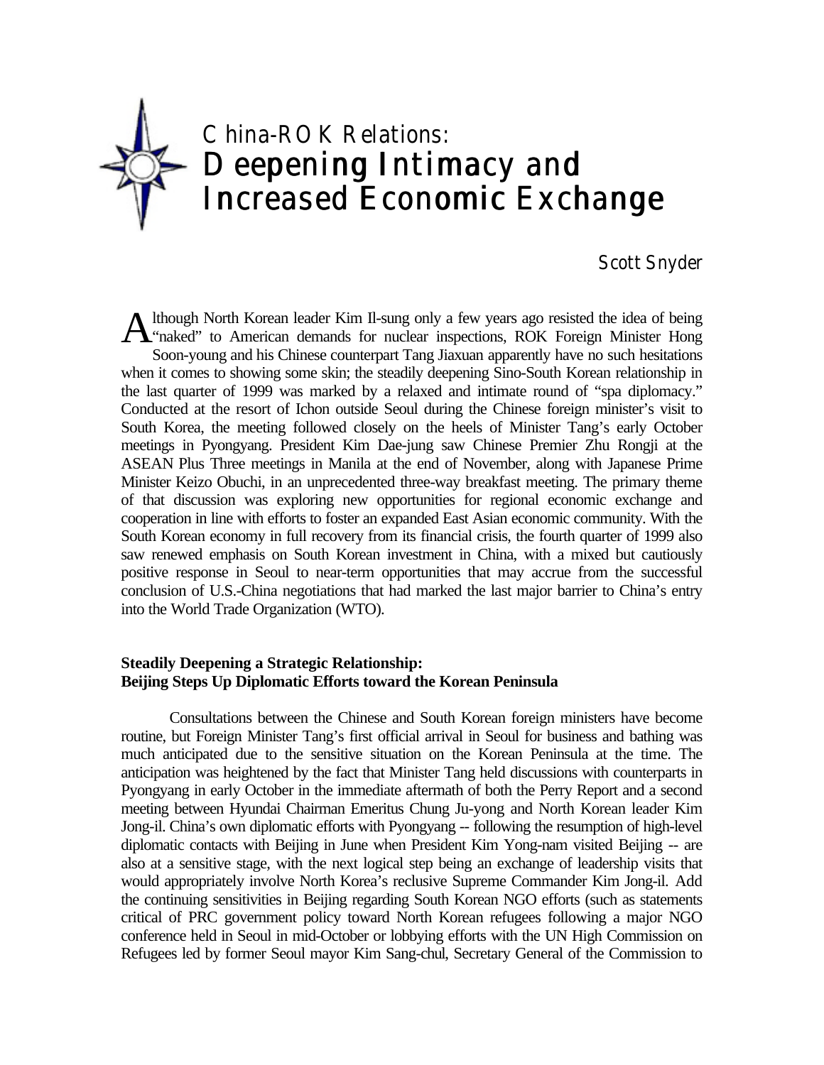# China-ROK Relations:
# Deepening Intimacy and Increased Economic Exchange

Scott Snyder

Although North Korean leader Kim Il-sung only a few years ago resisted the idea of being "naked" to American demands for nuclear inspections, ROK Foreign Minister Hong Soon-young and his Chinese counterpart Tang Jiaxuan apparently have no such hesitations when it comes to showing some skin; the steadily deepening Sino-South Korean relationship in the last quarter of 1999 was marked by a relaxed and intimate round of "spa diplomacy." Conducted at the resort of Ichon outside Seoul during the Chinese foreign minister's visit to South Korea, the meeting followed closely on the heels of Minister Tang's early October meetings in Pyongyang. President Kim Dae-jung saw Chinese Premier Zhu Rongji at the ASEAN Plus Three meetings in Manila at the end of November, along with Japanese Prime Minister Keizo Obuchi, in an unprecedented three-way breakfast meeting. The primary theme of that discussion was exploring new opportunities for regional economic exchange and cooperation in line with efforts to foster an expanded East Asian economic community. With the South Korean economy in full recovery from its financial crisis, the fourth quarter of 1999 also saw renewed emphasis on South Korean investment in China, with a mixed but cautiously positive response in Seoul to near-term opportunities that may accrue from the successful conclusion of U.S.-China negotiations that had marked the last major barrier to China's entry into the World Trade Organization (WTO).

### Steadily Deepening a Strategic Relationship: Beijing Steps Up Diplomatic Efforts toward the Korean Peninsula

Consultations between the Chinese and South Korean foreign ministers have become routine, but Foreign Minister Tang's first official arrival in Seoul for business and bathing was much anticipated due to the sensitive situation on the Korean Peninsula at the time. The anticipation was heightened by the fact that Minister Tang held discussions with counterparts in Pyongyang in early October in the immediate aftermath of both the Perry Report and a second meeting between Hyundai Chairman Emeritus Chung Ju-yong and North Korean leader Kim Jong-il. China's own diplomatic efforts with Pyongyang -- following the resumption of high-level diplomatic contacts with Beijing in June when President Kim Yong-nam visited Beijing -- are also at a sensitive stage, with the next logical step being an exchange of leadership visits that would appropriately involve North Korea's reclusive Supreme Commander Kim Jong-il. Add the continuing sensitivities in Beijing regarding South Korean NGO efforts (such as statements critical of PRC government policy toward North Korean refugees following a major NGO conference held in Seoul in mid-October or lobbying efforts with the UN High Commission on Refugees led by former Seoul mayor Kim Sang-chul, Secretary General of the Commission to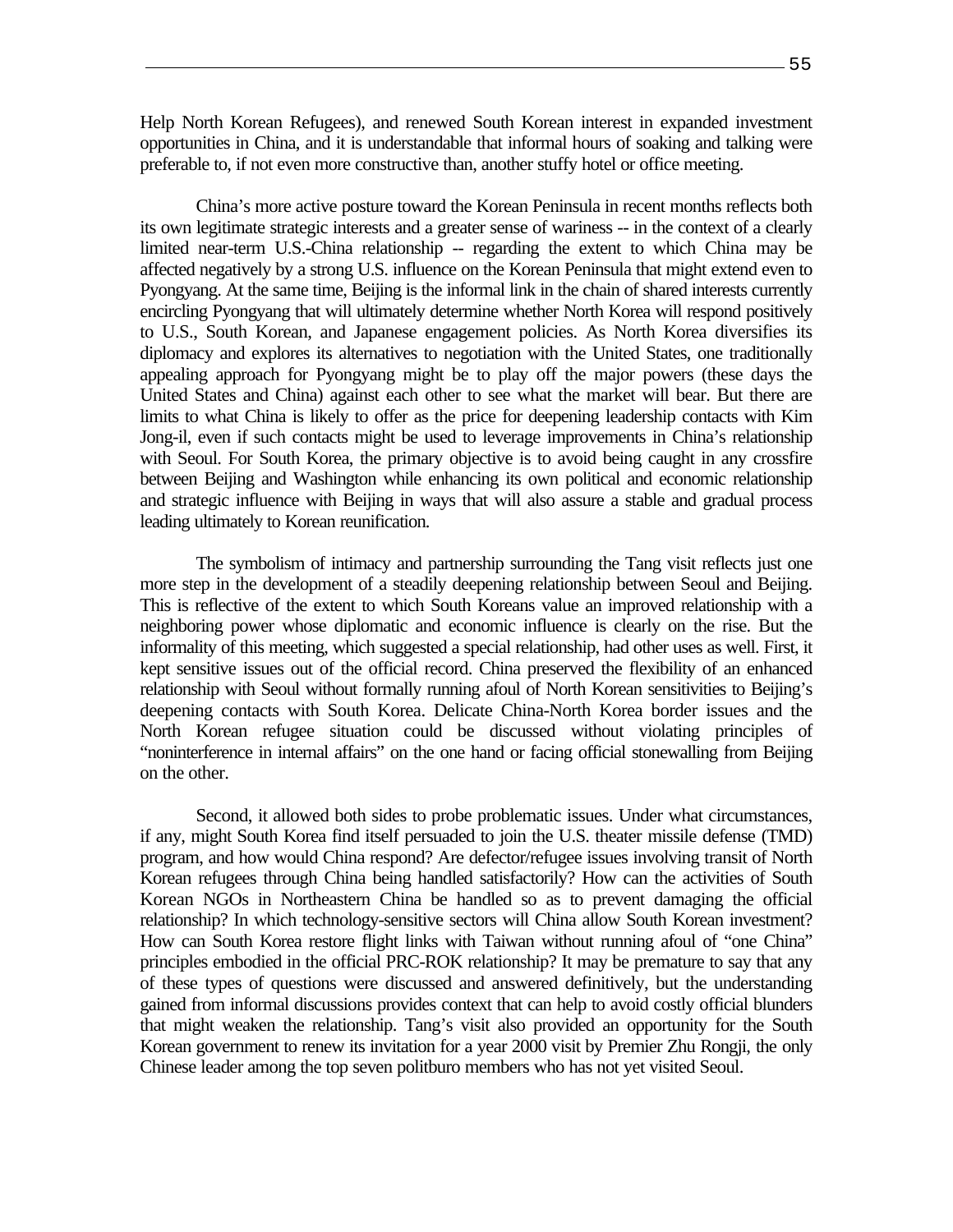Help North Korean Refugees), and renewed South Korean interest in expanded investment opportunities in China, and it is understandable that informal hours of soaking and talking were preferable to, if not even more constructive than, another stuffy hotel or office meeting.

China's more active posture toward the Korean Peninsula in recent months reflects both its own legitimate strategic interests and a greater sense of wariness -- in the context of a clearly limited near-term U.S.-China relationship -- regarding the extent to which China may be affected negatively by a strong U.S. influence on the Korean Peninsula that might extend even to Pyongyang. At the same time, Beijing is the informal link in the chain of shared interests currently encircling Pyongyang that will ultimately determine whether North Korea will respond positively to U.S., South Korean, and Japanese engagement policies. As North Korea diversifies its diplomacy and explores its alternatives to negotiation with the United States, one traditionally appealing approach for Pyongyang might be to play off the major powers (these days the United States and China) against each other to see what the market will bear. But there are limits to what China is likely to offer as the price for deepening leadership contacts with Kim Jong-il, even if such contacts might be used to leverage improvements in China's relationship with Seoul. For South Korea, the primary objective is to avoid being caught in any crossfire between Beijing and Washington while enhancing its own political and economic relationship and strategic influence with Beijing in ways that will also assure a stable and gradual process leading ultimately to Korean reunification.

The symbolism of intimacy and partnership surrounding the Tang visit reflects just one more step in the development of a steadily deepening relationship between Seoul and Beijing. This is reflective of the extent to which South Koreans value an improved relationship with a neighboring power whose diplomatic and economic influence is clearly on the rise. But the informality of this meeting, which suggested a special relationship, had other uses as well. First, it kept sensitive issues out of the official record. China preserved the flexibility of an enhanced relationship with Seoul without formally running afoul of North Korean sensitivities to Beijing's deepening contacts with South Korea. Delicate China-North Korea border issues and the North Korean refugee situation could be discussed without violating principles of "noninterference in internal affairs" on the one hand or facing official stonewalling from Beijing on the other.

Second, it allowed both sides to probe problematic issues. Under what circumstances, if any, might South Korea find itself persuaded to join the U.S. theater missile defense (TMD) program, and how would China respond? Are defector/refugee issues involving transit of North Korean refugees through China being handled satisfactorily? How can the activities of South Korean NGOs in Northeastern China be handled so as to prevent damaging the official relationship? In which technology-sensitive sectors will China allow South Korean investment? How can South Korea restore flight links with Taiwan without running afoul of "one China" principles embodied in the official PRC-ROK relationship? It may be premature to say that any of these types of questions were discussed and answered definitively, but the understanding gained from informal discussions provides context that can help to avoid costly official blunders that might weaken the relationship. Tang's visit also provided an opportunity for the South Korean government to renew its invitation for a year 2000 visit by Premier Zhu Rongji, the only Chinese leader among the top seven politburo members who has not yet visited Seoul.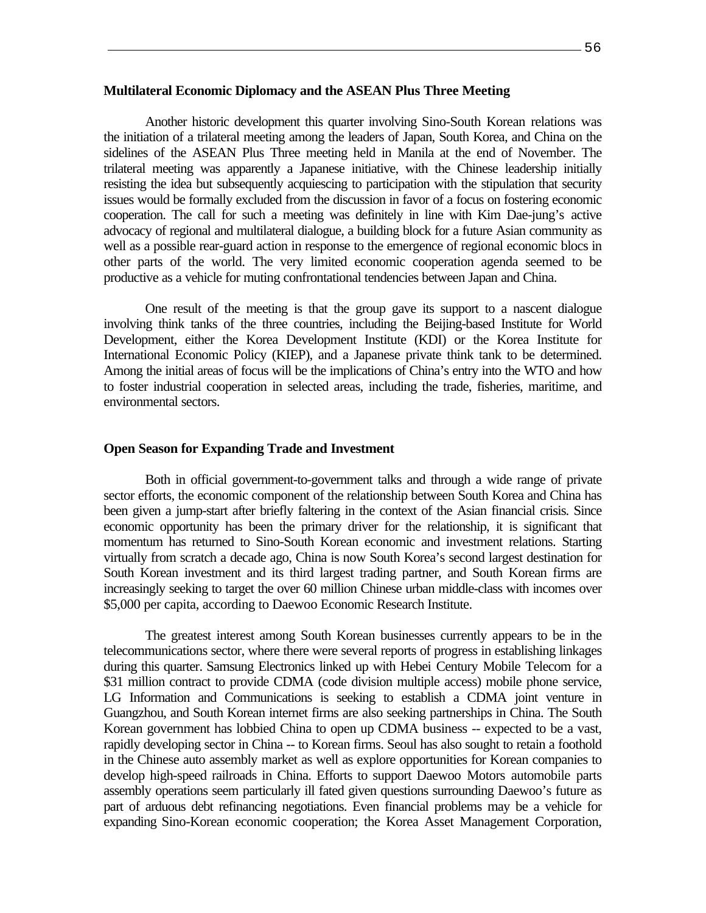**Multilateral Economic Diplomacy and the ASEAN Plus Three Meeting**

Another historic development this quarter involving Sino-South Korean relations was the initiation of a trilateral meeting among the leaders of Japan, South Korea, and China on the sidelines of the ASEAN Plus Three meeting held in Manila at the end of November. The trilateral meeting was apparently a Japanese initiative, with the Chinese leadership initially resisting the idea but subsequently acquiescing to participation with the stipulation that security issues would be formally excluded from the discussion in favor of a focus on fostering economic cooperation. The call for such a meeting was definitely in line with Kim Dae-jung's active advocacy of regional and multilateral dialogue, a building block for a future Asian community as well as a possible rear-guard action in response to the emergence of regional economic blocs in other parts of the world. The very limited economic cooperation agenda seemed to be productive as a vehicle for muting confrontational tendencies between Japan and China.

One result of the meeting is that the group gave its support to a nascent dialogue involving think tanks of the three countries, including the Beijing-based Institute for World Development, either the Korea Development Institute (KDI) or the Korea Institute for International Economic Policy (KIEP), and a Japanese private think tank to be determined. Among the initial areas of focus will be the implications of China's entry into the WTO and how to foster industrial cooperation in selected areas, including the trade, fisheries, maritime, and environmental sectors.

**Open Season for Expanding Trade and Investment**

Both in official government-to-government talks and through a wide range of private sector efforts, the economic component of the relationship between South Korea and China has been given a jump-start after briefly faltering in the context of the Asian financial crisis. Since economic opportunity has been the primary driver for the relationship, it is significant that momentum has returned to Sino-South Korean economic and investment relations. Starting virtually from scratch a decade ago, China is now South Korea's second largest destination for South Korean investment and its third largest trading partner, and South Korean firms are increasingly seeking to target the over 60 million Chinese urban middle-class with incomes over $5,000 per capita, according to Daewoo Economic Research Institute.

The greatest interest among South Korean businesses currently appears to be in the telecommunications sector, where there were several reports of progress in establishing linkages during this quarter. Samsung Electronics linked up with Hebei Century Mobile Telecom for a $31 million contract to provide CDMA (code division multiple access) mobile phone service, LG Information and Communications is seeking to establish a CDMA joint venture in Guangzhou, and South Korean internet firms are also seeking partnerships in China. The South Korean government has lobbied China to open up CDMA business -- expected to be a vast, rapidly developing sector in China -- to Korean firms. Seoul has also sought to retain a foothold in the Chinese auto assembly market as well as explore opportunities for Korean companies to develop high-speed railroads in China. Efforts to support Daewoo Motors automobile parts assembly operations seem particularly ill fated given questions surrounding Daewoo's future as part of arduous debt refinancing negotiations. Even financial problems may be a vehicle for expanding Sino-Korean economic cooperation; the Korea Asset Management Corporation,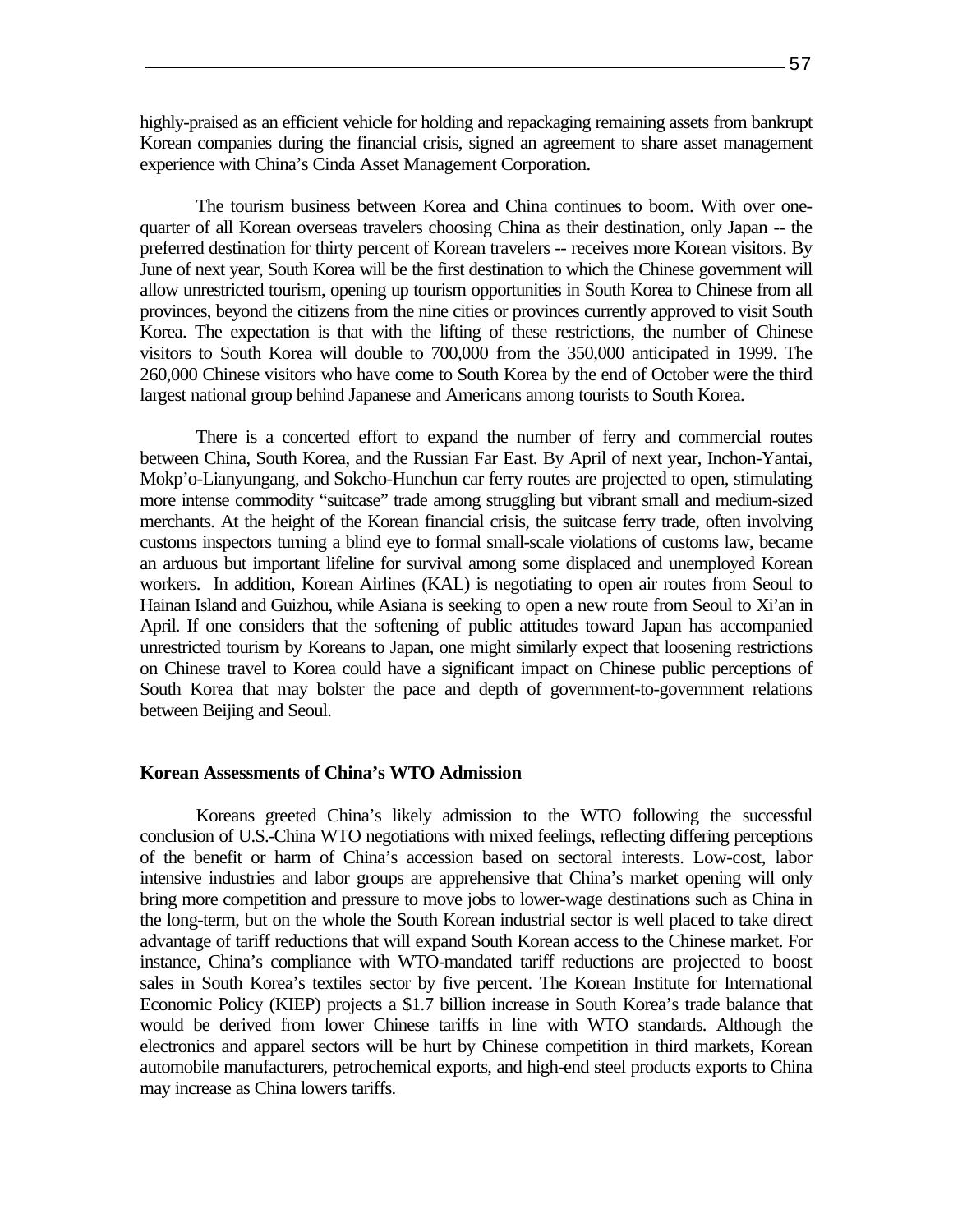highly-praised as an efficient vehicle for holding and repackaging remaining assets from bankrupt Korean companies during the financial crisis, signed an agreement to share asset management experience with China's Cinda Asset Management Corporation.

The tourism business between Korea and China continues to boom. With over one-quarter of all Korean overseas travelers choosing China as their destination, only Japan -- the preferred destination for thirty percent of Korean travelers -- receives more Korean visitors. By June of next year, South Korea will be the first destination to which the Chinese government will allow unrestricted tourism, opening up tourism opportunities in South Korea to Chinese from all provinces, beyond the citizens from the nine cities or provinces currently approved to visit South Korea. The expectation is that with the lifting of these restrictions, the number of Chinese visitors to South Korea will double to 700,000 from the 350,000 anticipated in 1999. The 260,000 Chinese visitors who have come to South Korea by the end of October were the third largest national group behind Japanese and Americans among tourists to South Korea.

There is a concerted effort to expand the number of ferry and commercial routes between China, South Korea, and the Russian Far East. By April of next year, Inchon-Yantai, Mokp'o-Lianyungang, and Sokcho-Hunchun car ferry routes are projected to open, stimulating more intense commodity "suitcase" trade among struggling but vibrant small and medium-sized merchants. At the height of the Korean financial crisis, the suitcase ferry trade, often involving customs inspectors turning a blind eye to formal small-scale violations of customs law, became an arduous but important lifeline for survival among some displaced and unemployed Korean workers. In addition, Korean Airlines (KAL) is negotiating to open air routes from Seoul to Hainan Island and Guizhou, while Asiana is seeking to open a new route from Seoul to Xi'an in April. If one considers that the softening of public attitudes toward Japan has accompanied unrestricted tourism by Koreans to Japan, one might similarly expect that loosening restrictions on Chinese travel to Korea could have a significant impact on Chinese public perceptions of South Korea that may bolster the pace and depth of government-to-government relations between Beijing and Seoul.

## Korean Assessments of China's WTO Admission

Koreans greeted China's likely admission to the WTO following the successful conclusion of U.S.-China WTO negotiations with mixed feelings, reflecting differing perceptions of the benefit or harm of China's accession based on sectoral interests. Low-cost, labor intensive industries and labor groups are apprehensive that China's market opening will only bring more competition and pressure to move jobs to lower-wage destinations such as China in the long-term, but on the whole the South Korean industrial sector is well placed to take direct advantage of tariff reductions that will expand South Korean access to the Chinese market. For instance, China's compliance with WTO-mandated tariff reductions are projected to boost sales in South Korea's textiles sector by five percent. The Korean Institute for International Economic Policy (KIEP) projects a $1.7 billion increase in South Korea's trade balance that would be derived from lower Chinese tariffs in line with WTO standards. Although the electronics and apparel sectors will be hurt by Chinese competition in third markets, Korean automobile manufacturers, petrochemical exports, and high-end steel products exports to China may increase as China lowers tariffs.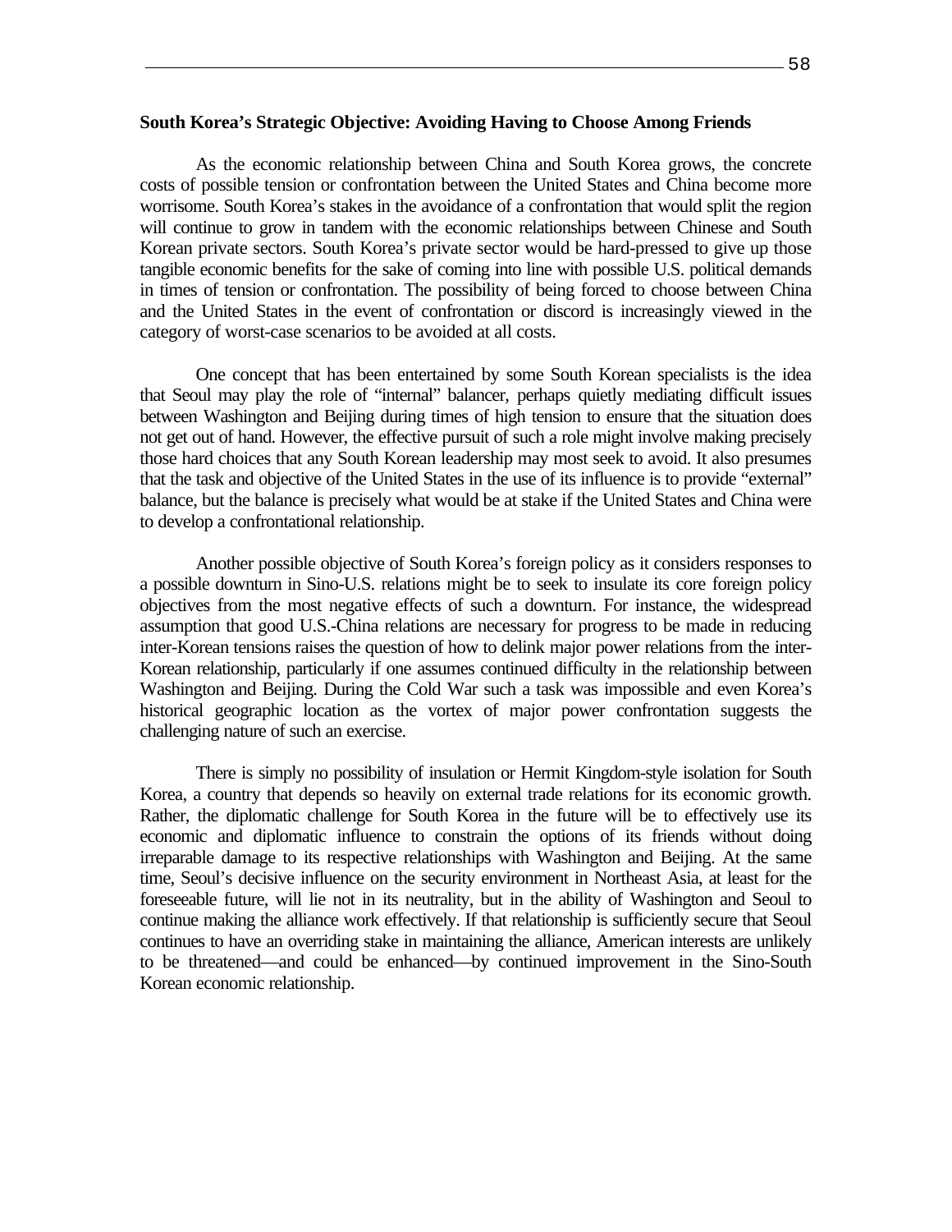**South Korea's Strategic Objective: Avoiding Having to Choose Among Friends**

As the economic relationship between China and South Korea grows, the concrete costs of possible tension or confrontation between the United States and China become more worrisome. South Korea's stakes in the avoidance of a confrontation that would split the region will continue to grow in tandem with the economic relationships between Chinese and South Korean private sectors. South Korea's private sector would be hard-pressed to give up those tangible economic benefits for the sake of coming into line with possible U.S. political demands in times of tension or confrontation. The possibility of being forced to choose between China and the United States in the event of confrontation or discord is increasingly viewed in the category of worst-case scenarios to be avoided at all costs.

One concept that has been entertained by some South Korean specialists is the idea that Seoul may play the role of "internal" balancer, perhaps quietly mediating difficult issues between Washington and Beijing during times of high tension to ensure that the situation does not get out of hand. However, the effective pursuit of such a role might involve making precisely those hard choices that any South Korean leadership may most seek to avoid. It also presumes that the task and objective of the United States in the use of its influence is to provide "external" balance, but the balance is precisely what would be at stake if the United States and China were to develop a confrontational relationship.

Another possible objective of South Korea's foreign policy as it considers responses to a possible downturn in Sino-U.S. relations might be to seek to insulate its core foreign policy objectives from the most negative effects of such a downturn. For instance, the widespread assumption that good U.S.-China relations are necessary for progress to be made in reducing inter-Korean tensions raises the question of how to delink major power relations from the inter-Korean relationship, particularly if one assumes continued difficulty in the relationship between Washington and Beijing. During the Cold War such a task was impossible and even Korea's historical geographic location as the vortex of major power confrontation suggests the challenging nature of such an exercise.

There is simply no possibility of insulation or Hermit Kingdom-style isolation for South Korea, a country that depends so heavily on external trade relations for its economic growth. Rather, the diplomatic challenge for South Korea in the future will be to effectively use its economic and diplomatic influence to constrain the options of its friends without doing irreparable damage to its respective relationships with Washington and Beijing. At the same time, Seoul's decisive influence on the security environment in Northeast Asia, at least for the foreseeable future, will lie not in its neutrality, but in the ability of Washington and Seoul to continue making the alliance work effectively. If that relationship is sufficiently secure that Seoul continues to have an overriding stake in maintaining the alliance, American interests are unlikely to be threatened—and could be enhanced—by continued improvement in the Sino-South Korean economic relationship.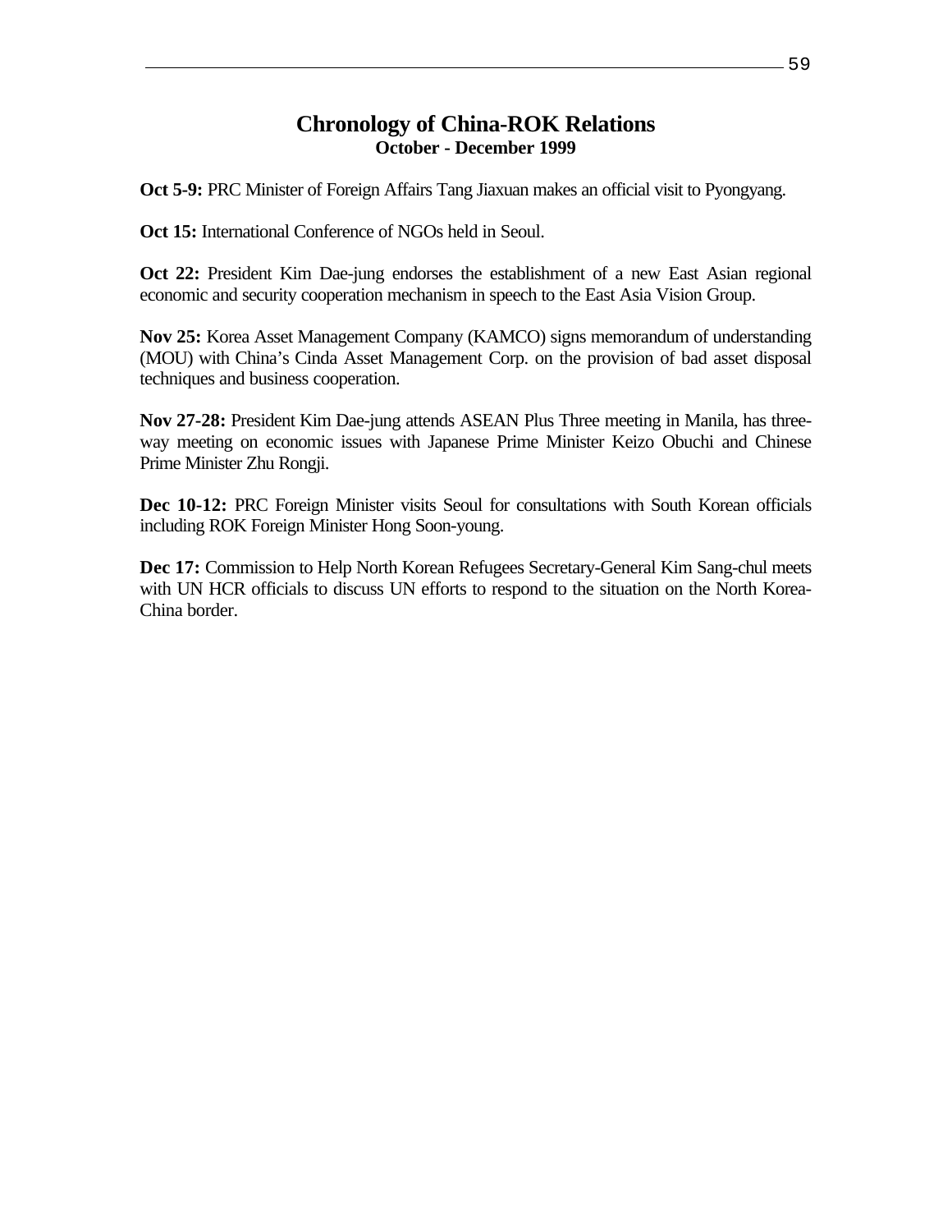## Chronology of China-ROK Relations
### October - December 1999

**Oct 5-9:** PRC Minister of Foreign Affairs Tang Jiaxuan makes an official visit to Pyongyang.

**Oct 15:** International Conference of NGOs held in Seoul.

**Oct 22:** President Kim Dae-jung endorses the establishment of a new East Asian regional economic and security cooperation mechanism in speech to the East Asia Vision Group.

**Nov 25:** Korea Asset Management Company (KAMCO) signs memorandum of understanding (MOU) with China's Cinda Asset Management Corp. on the provision of bad asset disposal techniques and business cooperation.

**Nov 27-28:** President Kim Dae-jung attends ASEAN Plus Three meeting in Manila, has three-way meeting on economic issues with Japanese Prime Minister Keizo Obuchi and Chinese Prime Minister Zhu Rongji.

**Dec 10-12:** PRC Foreign Minister visits Seoul for consultations with South Korean officials including ROK Foreign Minister Hong Soon-young.

**Dec 17:** Commission to Help North Korean Refugees Secretary-General Kim Sang-chul meets with UN HCR officials to discuss UN efforts to respond to the situation on the North Korea-China border.